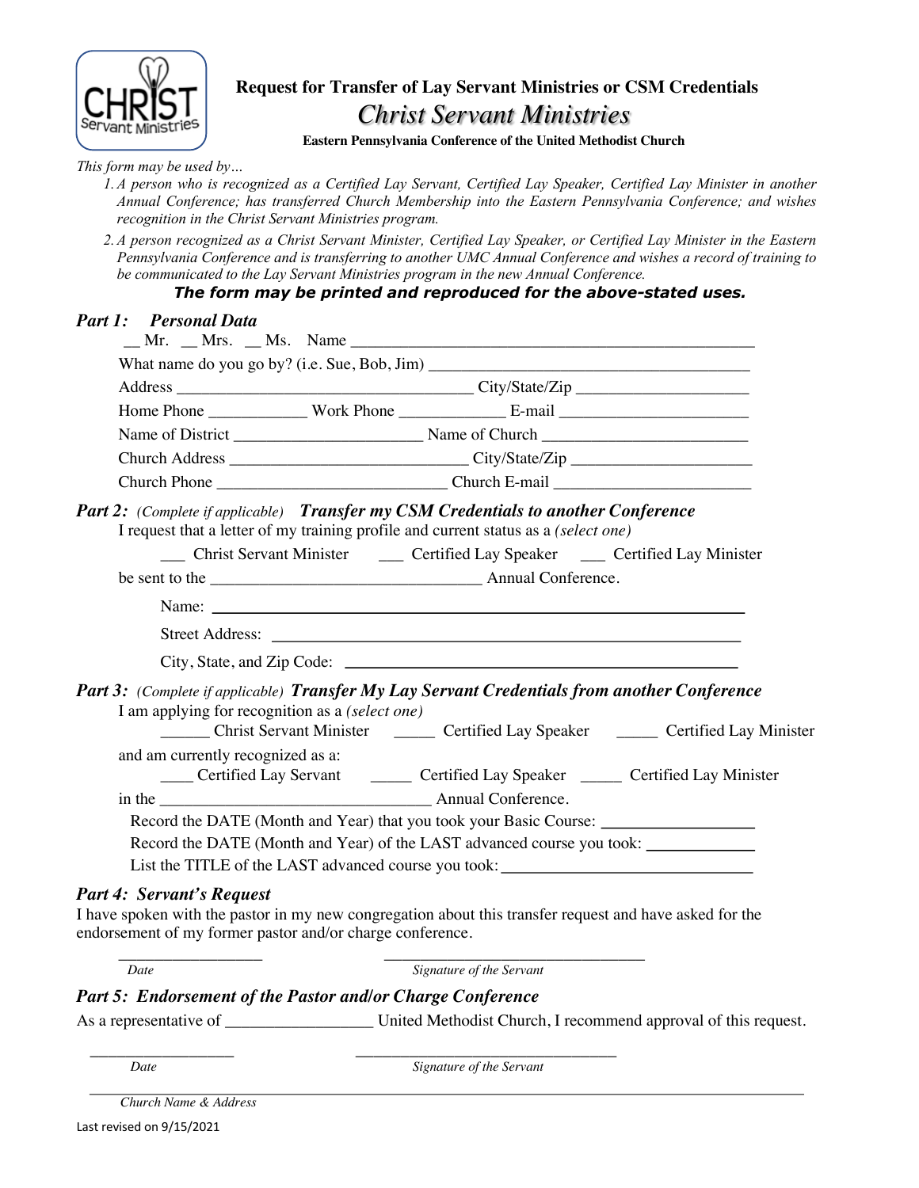# Request for Transfer of Lay Servant Ministries or CSM Credentials

## *Christ Servant Ministries*

**Eastern Pennsylvania Conference of the United Methodist Church**

*This form may be used by…*

1. *A person who is recognized as a Certified Lay Servant, Certified Lay Speaker, Certified Lay Minister in another Annual Conference; has transferred Church Membership into the Eastern Pennsylvania Conference; and wishes recognition in the Christ Servant Ministries program.*
2. *A person recognized as a Christ Servant Minister, Certified Lay Speaker, or Certified Lay Minister in the Eastern Pennsylvania Conference and is transferring to another UMC Annual Conference and wishes a record of training to be communicated to the Lay Servant Ministries program in the new Annual Conference.*

***The form may be printed and reproduced for the above-stated uses.***

## *Part 1: Personal Data*

__ Mr. __ Mrs. __ Ms. Name ____________________________________________________

What name do you go by? (i.e. Sue, Bob, Jim) ________________________________________

Address ____________________________________ City/State/Zip ____________________

Home Phone ____________ Work Phone _____________ E-mail _______________________

Name of District ______________________ Name of Church ________________________

Church Address _____________________________ City/State/Zip _____________________

Church Phone ____________________________ Church E-mail _______________________

## *Part 2:* *(Complete if applicable)* *Transfer my CSM Credentials to another Conference*

I request that a letter of my training profile and current status as a *(select one)*

___ Christ Servant Minister ___ Certified Lay Speaker ___ Certified Lay Minister

be sent to the _________________________________ Annual Conference.

Name: ________________________________________________________________

Street Address: ___________________________________________________________

City, State, and Zip Code: ______________________________________________

## *Part 3:* *(Complete if applicable)* *Transfer My Lay Servant Credentials from another Conference*

I am applying for recognition as a *(select one)*

______ Christ Servant Minister _____ Certified Lay Speaker _____ Certified Lay Minister

and am currently recognized as a:

____ Certified Lay Servant _____ Certified Lay Speaker _____ Certified Lay Minister

in the _________________________________ Annual Conference.

Record the DATE (Month and Year) that you took your Basic Course: __________________

Record the DATE (Month and Year) of the LAST advanced course you took: _____________

List the TITLE of the LAST advanced course you took: ______________________________

## *Part 4: Servant's Request*

I have spoken with the pastor in my new congregation about this transfer request and have asked for the endorsement of my former pastor and/or charge conference.

_________________ _________________________________

*Date* *Signature of the Servant*

## *Part 5: Endorsement of the Pastor and/or Charge Conference*

As a representative of _________________ United Methodist Church, I recommend approval of this request.

_________________ _________________________________

*Date* *Signature of the Servant*

__________________________________________________________________________________

*Church Name & Address*

Last revised on 9/15/2021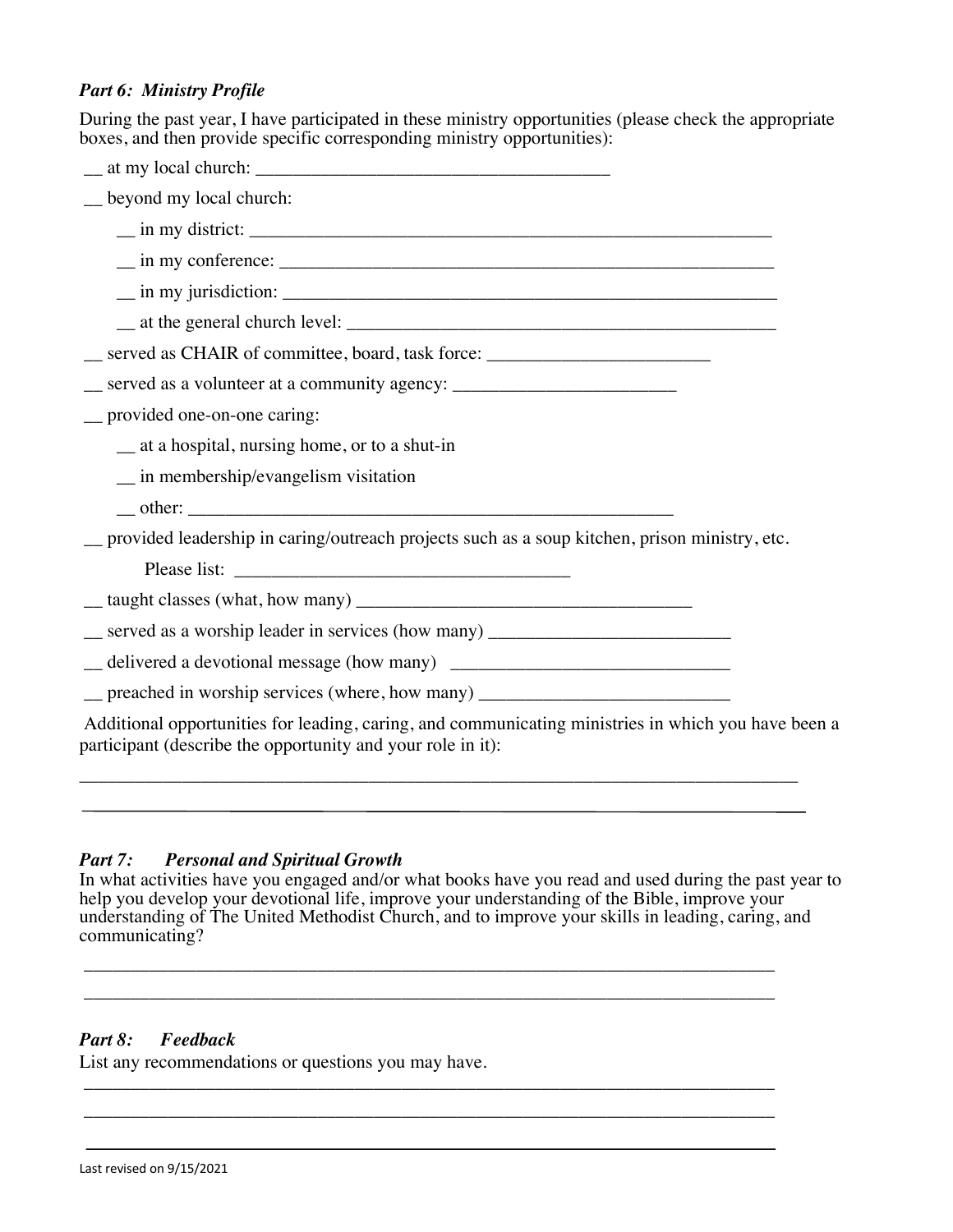***Part 6: Ministry Profile***

During the past year, I have participated in these ministry opportunities (please check the appropriate boxes, and then provide specific corresponding ministry opportunities):

__ at my local church: ______________________________________

__ beyond my local church:

  __ in my district: ____________________________________________________

  __ in my conference: __________________________________________________

  __ in my jurisdiction: _________________________________________________

  __ at the general church level: __________________________________________

__ served as CHAIR of committee, board, task force: _______________________

__ served as a volunteer at a community agency: _______________________

__ provided one-on-one caring:

  __ at a hospital, nursing home, or to a shut-in

  __ in membership/evangelism visitation

  __ other: ____________________________________________________

__ provided leadership in caring/outreach projects such as a soup kitchen, prison ministry, etc.

  Please list: __________________________________

__ taught classes (what, how many) ___________________________________

__ served as a worship leader in services (how many) ________________________

__ delivered a devotional message (how many) _____________________________

__ preached in worship services (where, how many) __________________________

Additional opportunities for leading, caring, and communicating ministries in which you have been a participant (describe the opportunity and your role in it):

_____________________________________________________________________________

_____________________________________________________________________________

***Part 7: Personal and Spiritual Growth***

In what activities have you engaged and/or what books have you read and used during the past year to help you develop your devotional life, improve your understanding of the Bible, improve your understanding of The United Methodist Church, and to improve your skills in leading, caring, and communicating?

_____________________________________________________________________________

_____________________________________________________________________________

***Part 8: Feedback***

List any recommendations or questions you may have.

_____________________________________________________________________________

_____________________________________________________________________________

_____________________________________________________________________________

Last revised on 9/15/2021